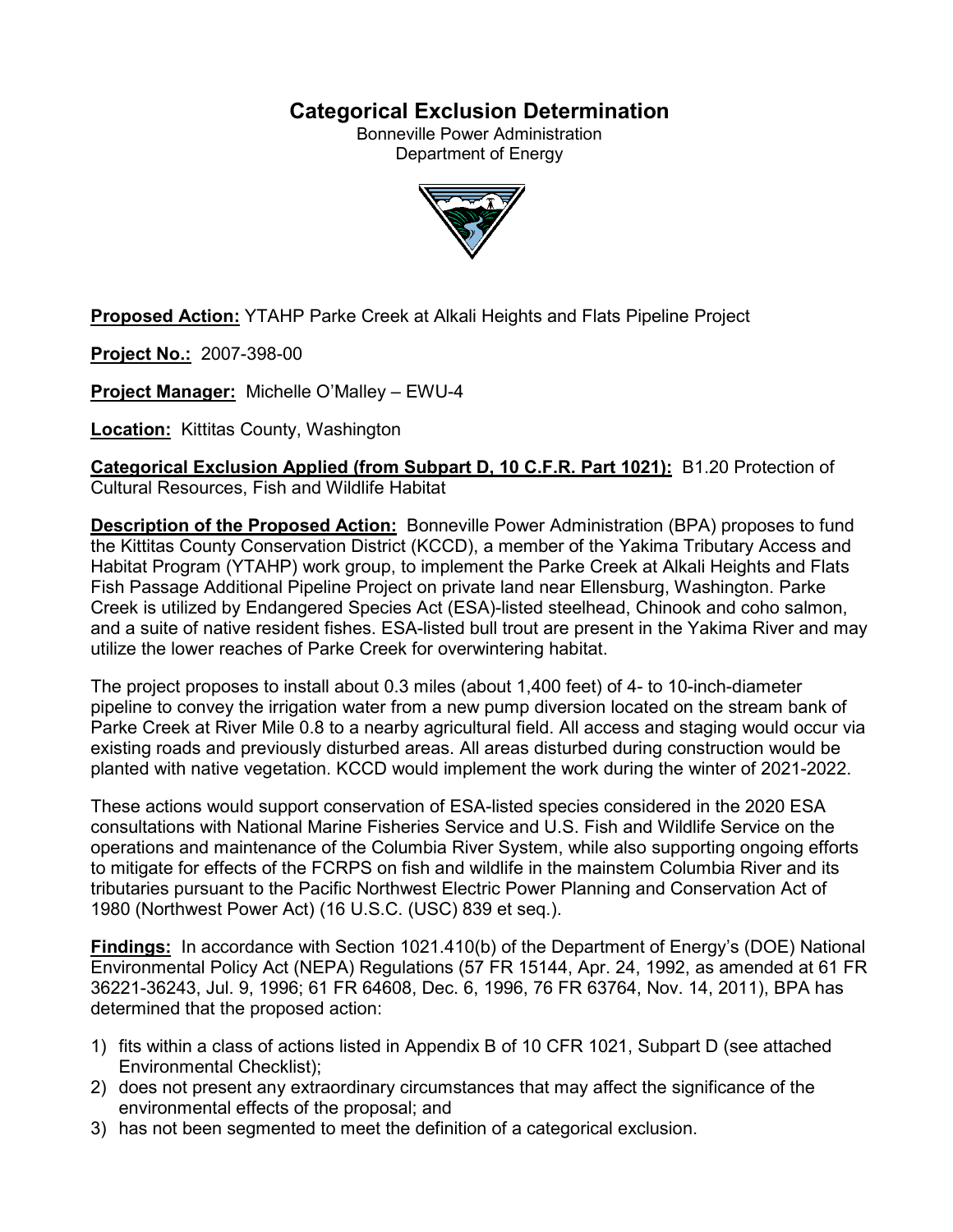# Categorical Exclusion Determination

Bonneville Power Administration
Department of Energy

**Proposed Action:** YTAHP Parke Creek at Alkali Heights and Flats Pipeline Project

**Project No.:** 2007-398-00

**Project Manager:** Michelle O'Malley – EWU-4

**Location:** Kittitas County, Washington

**Categorical Exclusion Applied (from Subpart D, 10 C.F.R. Part 1021):** B1.20 Protection of Cultural Resources, Fish and Wildlife Habitat

**Description of the Proposed Action:** Bonneville Power Administration (BPA) proposes to fund the Kittitas County Conservation District (KCCD), a member of the Yakima Tributary Access and Habitat Program (YTAHP) work group, to implement the Parke Creek at Alkali Heights and Flats Fish Passage Additional Pipeline Project on private land near Ellensburg, Washington. Parke Creek is utilized by Endangered Species Act (ESA)-listed steelhead, Chinook and coho salmon, and a suite of native resident fishes. ESA-listed bull trout are present in the Yakima River and may utilize the lower reaches of Parke Creek for overwintering habitat.

The project proposes to install about 0.3 miles (about 1,400 feet) of 4- to 10-inch-diameter pipeline to convey the irrigation water from a new pump diversion located on the stream bank of Parke Creek at River Mile 0.8 to a nearby agricultural field. All access and staging would occur via existing roads and previously disturbed areas. All areas disturbed during construction would be planted with native vegetation. KCCD would implement the work during the winter of 2021-2022.

These actions would support conservation of ESA-listed species considered in the 2020 ESA consultations with National Marine Fisheries Service and U.S. Fish and Wildlife Service on the operations and maintenance of the Columbia River System, while also supporting ongoing efforts to mitigate for effects of the FCRPS on fish and wildlife in the mainstem Columbia River and its tributaries pursuant to the Pacific Northwest Electric Power Planning and Conservation Act of 1980 (Northwest Power Act) (16 U.S.C. (USC) 839 et seq.).

**Findings:** In accordance with Section 1021.410(b) of the Department of Energy's (DOE) National Environmental Policy Act (NEPA) Regulations (57 FR 15144, Apr. 24, 1992, as amended at 61 FR 36221-36243, Jul. 9, 1996; 61 FR 64608, Dec. 6, 1996, 76 FR 63764, Nov. 14, 2011), BPA has determined that the proposed action:

1) fits within a class of actions listed in Appendix B of 10 CFR 1021, Subpart D (see attached Environmental Checklist);
2) does not present any extraordinary circumstances that may affect the significance of the environmental effects of the proposal; and
3) has not been segmented to meet the definition of a categorical exclusion.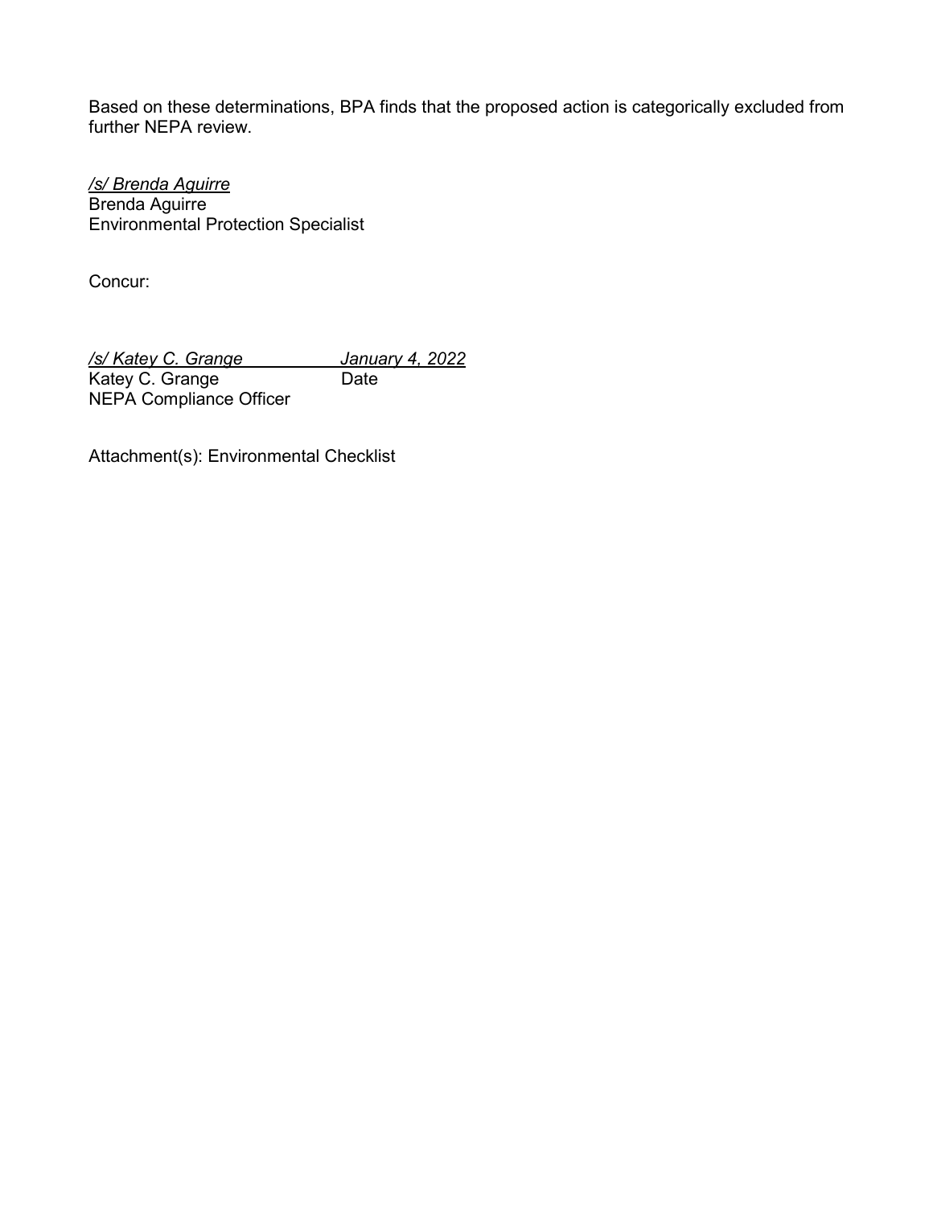Based on these determinations, BPA finds that the proposed action is categorically excluded from further NEPA review.

*/s/ Brenda Aguirre*
Brenda Aguirre
Environmental Protection Specialist

Concur:

*/s/ Katey C. Grange* *January 4, 2022*
Katey C. Grange Date
NEPA Compliance Officer

Attachment(s): Environmental Checklist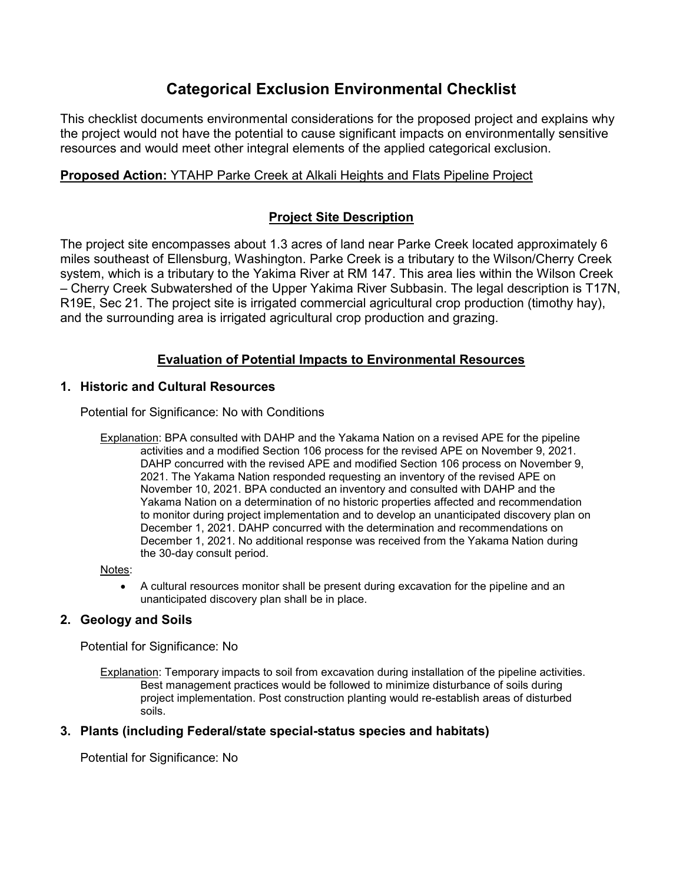# Categorical Exclusion Environmental Checklist

This checklist documents environmental considerations for the proposed project and explains why the project would not have the potential to cause significant impacts on environmentally sensitive resources and would meet other integral elements of the applied categorical exclusion.

**Proposed Action:** YTAHP Parke Creek at Alkali Heights and Flats Pipeline Project

## Project Site Description

The project site encompasses about 1.3 acres of land near Parke Creek located approximately 6 miles southeast of Ellensburg, Washington. Parke Creek is a tributary to the Wilson/Cherry Creek system, which is a tributary to the Yakima River at RM 147. This area lies within the Wilson Creek – Cherry Creek Subwatershed of the Upper Yakima River Subbasin. The legal description is T17N, R19E, Sec 21. The project site is irrigated commercial agricultural crop production (timothy hay), and the surrounding area is irrigated agricultural crop production and grazing.

## Evaluation of Potential Impacts to Environmental Resources

### 1. Historic and Cultural Resources

Potential for Significance: No with Conditions

Explanation: BPA consulted with DAHP and the Yakama Nation on a revised APE for the pipeline activities and a modified Section 106 process for the revised APE on November 9, 2021. DAHP concurred with the revised APE and modified Section 106 process on November 9, 2021. The Yakama Nation responded requesting an inventory of the revised APE on November 10, 2021. BPA conducted an inventory and consulted with DAHP and the Yakama Nation on a determination of no historic properties affected and recommendation to monitor during project implementation and to develop an unanticipated discovery plan on December 1, 2021. DAHP concurred with the determination and recommendations on December 1, 2021. No additional response was received from the Yakama Nation during the 30-day consult period.

Notes:

- A cultural resources monitor shall be present during excavation for the pipeline and an unanticipated discovery plan shall be in place.

### 2. Geology and Soils

Potential for Significance: No

Explanation: Temporary impacts to soil from excavation during installation of the pipeline activities. Best management practices would be followed to minimize disturbance of soils during project implementation. Post construction planting would re-establish areas of disturbed soils.

### 3. Plants (including Federal/state special-status species and habitats)

Potential for Significance: No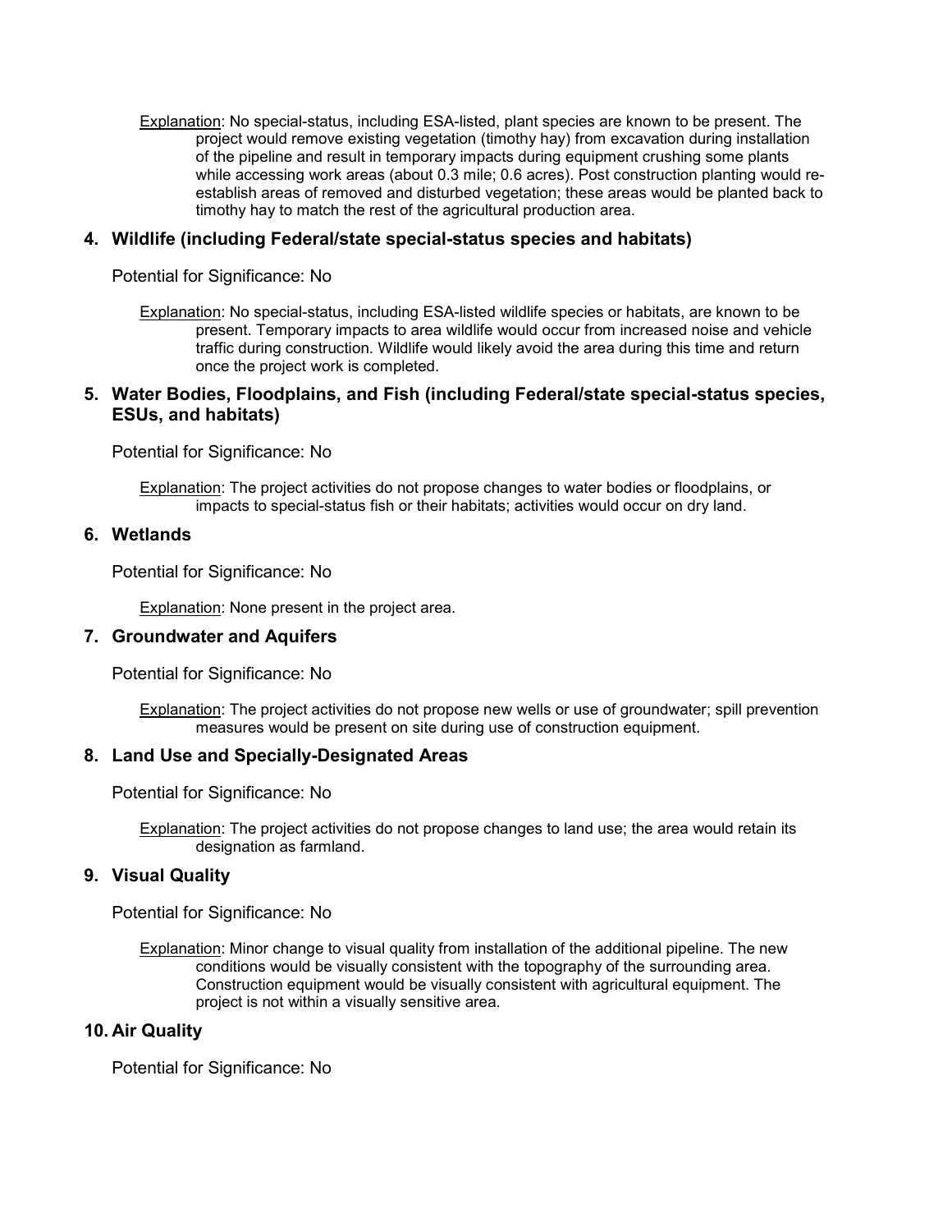Explanation: No special-status, including ESA-listed, plant species are known to be present. The project would remove existing vegetation (timothy hay) from excavation during installation of the pipeline and result in temporary impacts during equipment crushing some plants while accessing work areas (about 0.3 mile; 0.6 acres). Post construction planting would re-establish areas of removed and disturbed vegetation; these areas would be planted back to timothy hay to match the rest of the agricultural production area.

### 4. Wildlife (including Federal/state special-status species and habitats)

Potential for Significance: No

Explanation: No special-status, including ESA-listed wildlife species or habitats, are known to be present. Temporary impacts to area wildlife would occur from increased noise and vehicle traffic during construction. Wildlife would likely avoid the area during this time and return once the project work is completed.

### 5. Water Bodies, Floodplains, and Fish (including Federal/state special-status species, ESUs, and habitats)

Potential for Significance: No

Explanation: The project activities do not propose changes to water bodies or floodplains, or impacts to special-status fish or their habitats; activities would occur on dry land.

### 6. Wetlands

Potential for Significance: No

Explanation: None present in the project area.

### 7. Groundwater and Aquifers

Potential for Significance: No

Explanation: The project activities do not propose new wells or use of groundwater; spill prevention measures would be present on site during use of construction equipment.

### 8. Land Use and Specially-Designated Areas

Potential for Significance: No

Explanation: The project activities do not propose changes to land use; the area would retain its designation as farmland.

### 9. Visual Quality

Potential for Significance: No

Explanation: Minor change to visual quality from installation of the additional pipeline. The new conditions would be visually consistent with the topography of the surrounding area. Construction equipment would be visually consistent with agricultural equipment. The project is not within a visually sensitive area.

### 10. Air Quality

Potential for Significance: No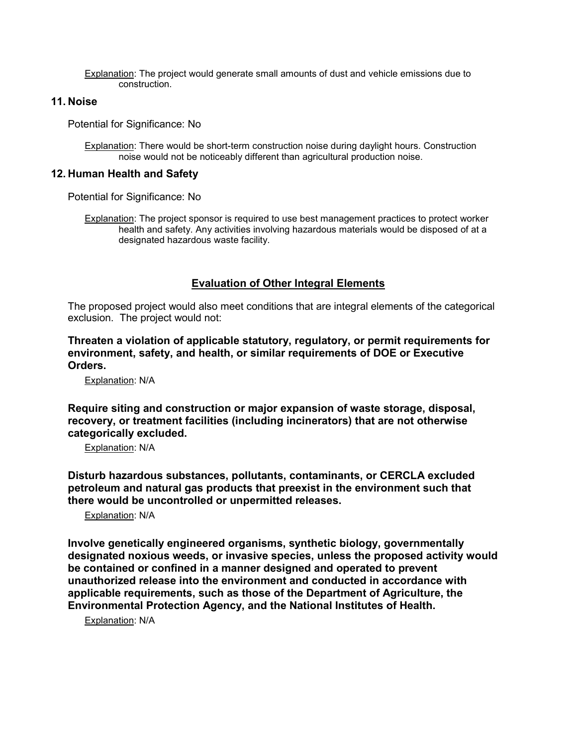Explanation: The project would generate small amounts of dust and vehicle emissions due to construction.

## 11. Noise

Potential for Significance: No

Explanation: There would be short-term construction noise during daylight hours. Construction noise would not be noticeably different than agricultural production noise.

## 12. Human Health and Safety

Potential for Significance: No

Explanation: The project sponsor is required to use best management practices to protect worker health and safety. Any activities involving hazardous materials would be disposed of at a designated hazardous waste facility.

## Evaluation of Other Integral Elements

The proposed project would also meet conditions that are integral elements of the categorical exclusion. The project would not:

**Threaten a violation of applicable statutory, regulatory, or permit requirements for environment, safety, and health, or similar requirements of DOE or Executive Orders.**

Explanation: N/A

**Require siting and construction or major expansion of waste storage, disposal, recovery, or treatment facilities (including incinerators) that are not otherwise categorically excluded.**

Explanation: N/A

**Disturb hazardous substances, pollutants, contaminants, or CERCLA excluded petroleum and natural gas products that preexist in the environment such that there would be uncontrolled or unpermitted releases.**

Explanation: N/A

**Involve genetically engineered organisms, synthetic biology, governmentally designated noxious weeds, or invasive species, unless the proposed activity would be contained or confined in a manner designed and operated to prevent unauthorized release into the environment and conducted in accordance with applicable requirements, such as those of the Department of Agriculture, the Environmental Protection Agency, and the National Institutes of Health.**

Explanation: N/A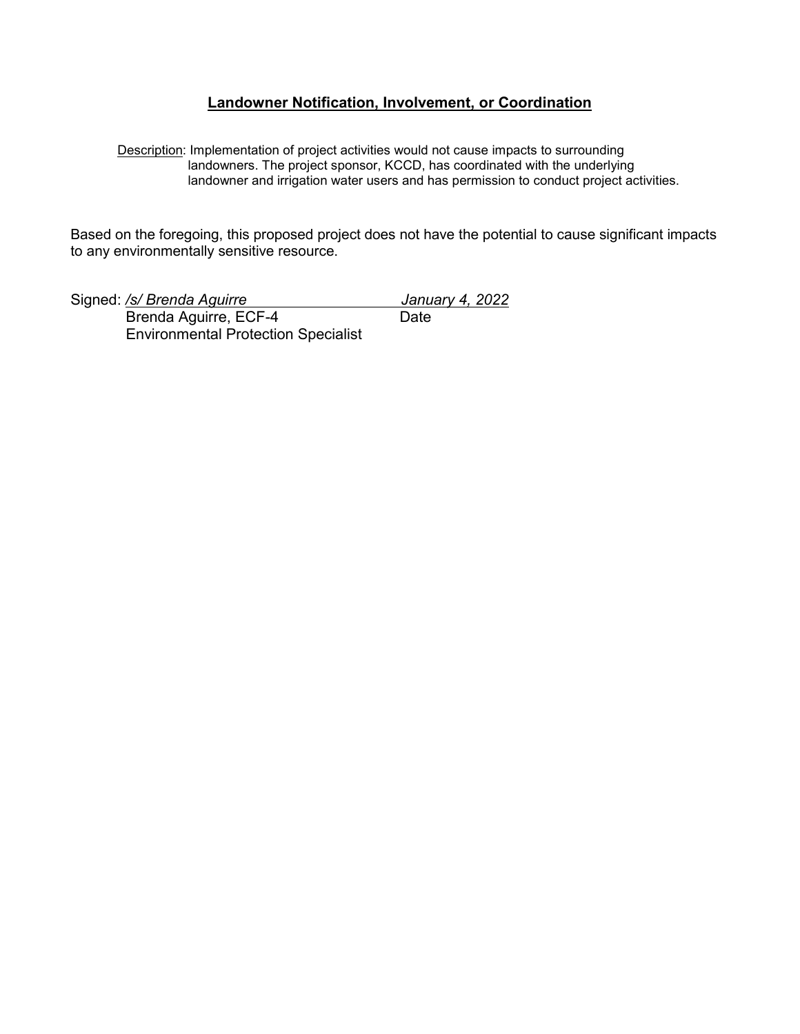## **Landowner Notification, Involvement, or Coordination**

Description: Implementation of project activities would not cause impacts to surrounding landowners. The project sponsor, KCCD, has coordinated with the underlying landowner and irrigation water users and has permission to conduct project activities.

Based on the foregoing, this proposed project does not have the potential to cause significant impacts to any environmentally sensitive resource.

Signed: *_/s/ Brenda Aguirre_* *_January 4, 2022_*
Brenda Aguirre, ECF-4 Date
Environmental Protection Specialist